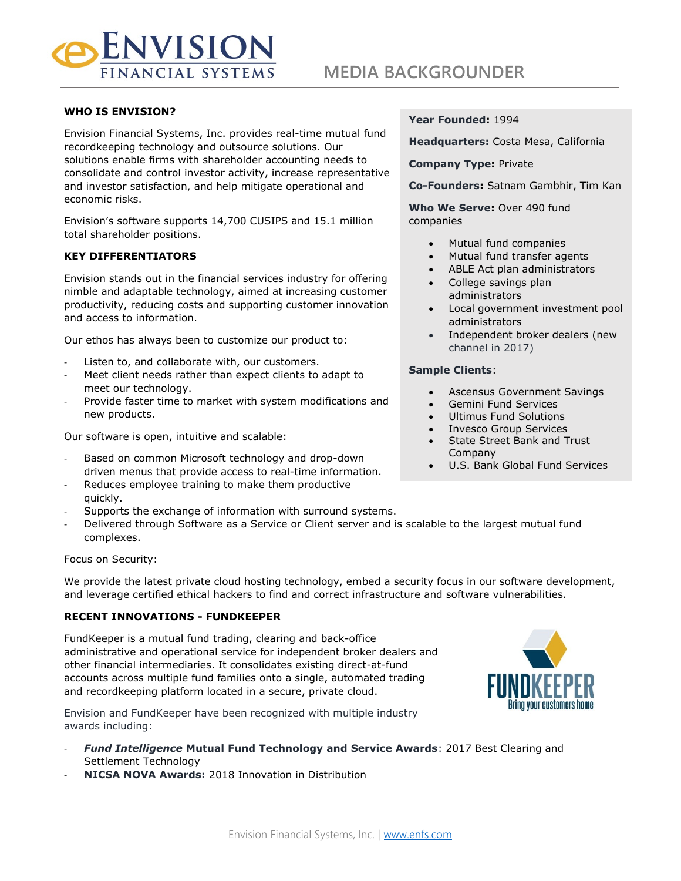# MEDIA BACKGROUNDER

## WHO IS ENVISION?

Envision Financial Systems, Inc. provides real-time mutual fund recordkeeping technology and outsource solutions. Our solutions enable firms with shareholder accounting needs to consolidate and control investor activity, increase representative and investor satisfaction, and help mitigate operational and economic risks.

Envision's software supports 14,700 CUSIPS and 15.1 million total shareholder positions.

**Year Founded:** 1994

**Headquarters:** Costa Mesa, California

**Company Type:** Private

**Co-Founders:** Satnam Gambhir, Tim Kan

**Who We Serve:** Over 490 fund companies

- Mutual fund companies
- Mutual fund transfer agents
- ABLE Act plan administrators
- College savings plan administrators
- Local government investment pool administrators
- Independent broker dealers (new channel in 2017)

**Sample Clients**:

- Ascensus Government Savings
- Gemini Fund Services
- Ultimus Fund Solutions
- Invesco Group Services
- State Street Bank and Trust Company
- U.S. Bank Global Fund Services

## KEY DIFFERENTIATORS

Envision stands out in the financial services industry for offering nimble and adaptable technology, aimed at increasing customer productivity, reducing costs and supporting customer innovation and access to information.

Our ethos has always been to customize our product to:

- Listen to, and collaborate with, our customers.
- Meet client needs rather than expect clients to adapt to meet our technology.
- Provide faster time to market with system modifications and new products.

Our software is open, intuitive and scalable:

- Based on common Microsoft technology and drop-down driven menus that provide access to real-time information.
- Reduces employee training to make them productive quickly.
- Supports the exchange of information with surround systems.
- Delivered through Software as a Service or Client server and is scalable to the largest mutual fund complexes.

Focus on Security:

We provide the latest private cloud hosting technology, embed a security focus in our software development, and leverage certified ethical hackers to find and correct infrastructure and software vulnerabilities.

## RECENT INNOVATIONS - FUNDKEEPER

FundKeeper is a mutual fund trading, clearing and back-office administrative and operational service for independent broker dealers and other financial intermediaries. It consolidates existing direct-at-fund accounts across multiple fund families onto a single, automated trading and recordkeeping platform located in a secure, private cloud.

Envision and FundKeeper have been recognized with multiple industry awards including:

- ***Fund Intelligence* Mutual Fund Technology and Service Awards**: 2017 Best Clearing and Settlement Technology
- **NICSA NOVA Awards:** 2018 Innovation in Distribution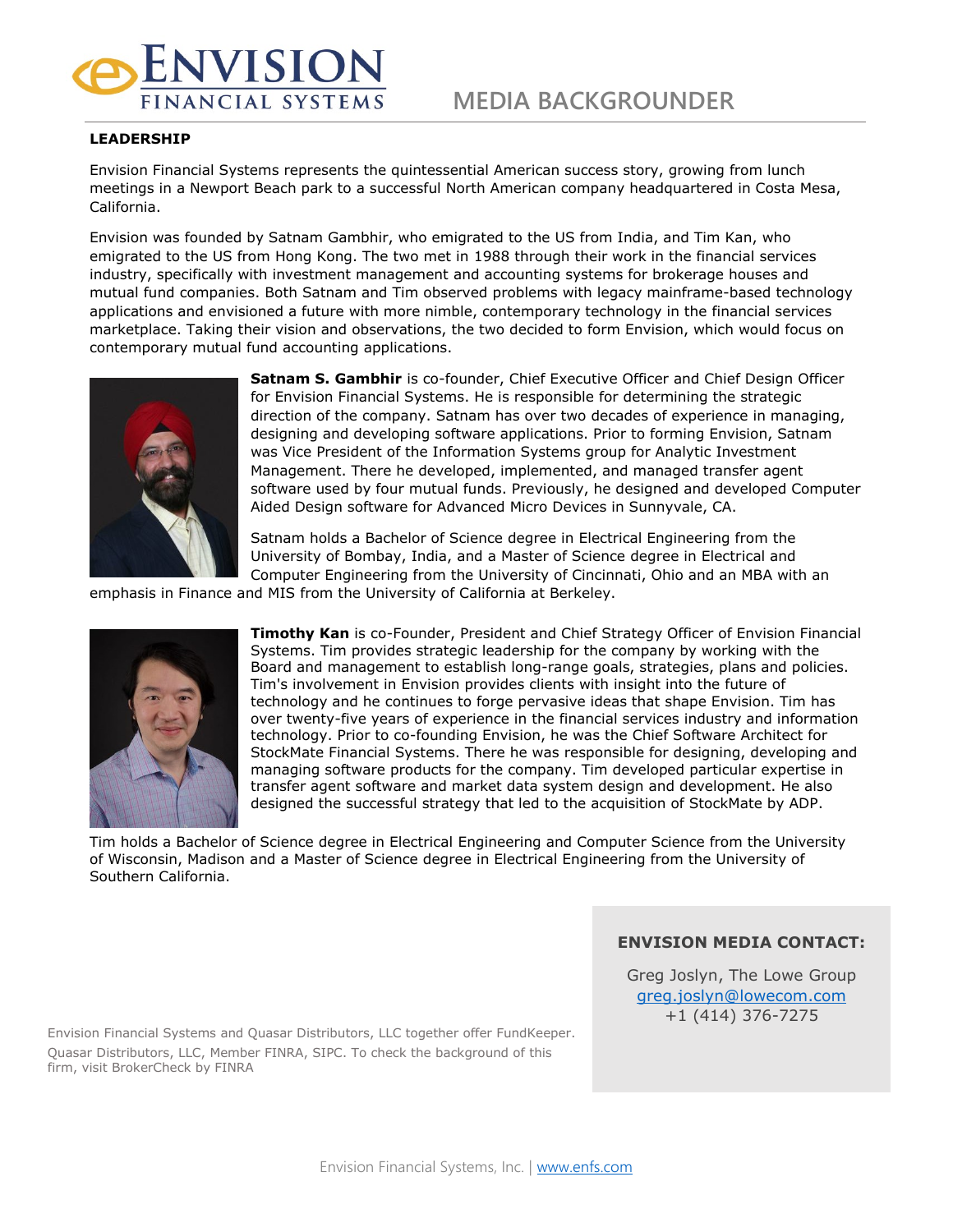# MEDIA BACKGROUNDER

## LEADERSHIP

Envision Financial Systems represents the quintessential American success story, growing from lunch meetings in a Newport Beach park to a successful North American company headquartered in Costa Mesa, California.

Envision was founded by Satnam Gambhir, who emigrated to the US from India, and Tim Kan, who emigrated to the US from Hong Kong. The two met in 1988 through their work in the financial services industry, specifically with investment management and accounting systems for brokerage houses and mutual fund companies. Both Satnam and Tim observed problems with legacy mainframe-based technology applications and envisioned a future with more nimble, contemporary technology in the financial services marketplace. Taking their vision and observations, the two decided to form Envision, which would focus on contemporary mutual fund accounting applications.

**Satnam S. Gambhir** is co-founder, Chief Executive Officer and Chief Design Officer for Envision Financial Systems. He is responsible for determining the strategic direction of the company. Satnam has over two decades of experience in managing, designing and developing software applications. Prior to forming Envision, Satnam was Vice President of the Information Systems group for Analytic Investment Management. There he developed, implemented, and managed transfer agent software used by four mutual funds. Previously, he designed and developed Computer Aided Design software for Advanced Micro Devices in Sunnyvale, CA.

Satnam holds a Bachelor of Science degree in Electrical Engineering from the University of Bombay, India, and a Master of Science degree in Electrical and Computer Engineering from the University of Cincinnati, Ohio and an MBA with an emphasis in Finance and MIS from the University of California at Berkeley.

**Timothy Kan** is co-Founder, President and Chief Strategy Officer of Envision Financial Systems. Tim provides strategic leadership for the company by working with the Board and management to establish long-range goals, strategies, plans and policies. Tim's involvement in Envision provides clients with insight into the future of technology and he continues to forge pervasive ideas that shape Envision. Tim has over twenty-five years of experience in the financial services industry and information technology. Prior to co-founding Envision, he was the Chief Software Architect for StockMate Financial Systems. There he was responsible for designing, developing and managing software products for the company. Tim developed particular expertise in transfer agent software and market data system design and development. He also designed the successful strategy that led to the acquisition of StockMate by ADP.

Tim holds a Bachelor of Science degree in Electrical Engineering and Computer Science from the University of Wisconsin, Madison and a Master of Science degree in Electrical Engineering from the University of Southern California.

**ENVISION MEDIA CONTACT:**

Greg Joslyn, The Lowe Group
greg.joslyn@lowecom.com
+1 (414) 376-7275

Envision Financial Systems and Quasar Distributors, LLC together offer FundKeeper.
Quasar Distributors, LLC, Member FINRA, SIPC. To check the background of this firm, visit BrokerCheck by FINRA

Envision Financial Systems, Inc. | www.enfs.com